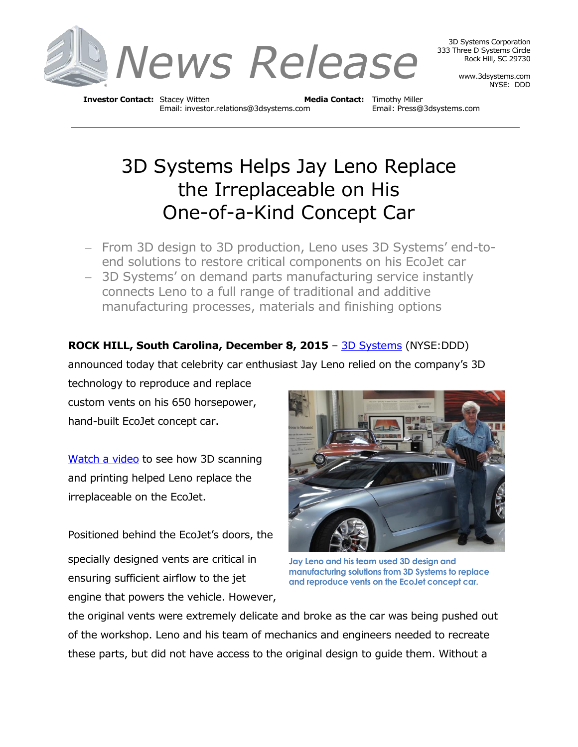# News Release

3D Systems Corporation
333 Three D Systems Circle
Rock Hill, SC 29730

www.3dsystems.com
NYSE: DDD

**Investor Contact:** Stacey Witten
Email: investor.relations@3dsystems.com

**Media Contact:** Timothy Miller
Email: Press@3dsystems.com

---

# 3D Systems Helps Jay Leno Replace the Irreplaceable on His One-of-a-Kind Concept Car

- From 3D design to 3D production, Leno uses 3D Systems' end-to-end solutions to restore critical components on his EcoJet car
- 3D Systems' on demand parts manufacturing service instantly connects Leno to a full range of traditional and additive manufacturing processes, materials and finishing options

**ROCK HILL, South Carolina, December 8, 2015** – 3D Systems (NYSE:DDD) announced today that celebrity car enthusiast Jay Leno relied on the company's 3D technology to reproduce and replace custom vents on his 650 horsepower, hand-built EcoJet concept car.

Watch a video to see how 3D scanning and printing helped Leno replace the irreplaceable on the EcoJet.

Jay Leno and his team used 3D design and manufacturing solutions from 3D Systems to replace and reproduce vents on the EcoJet concept car.

Positioned behind the EcoJet's doors, the specially designed vents are critical in ensuring sufficient airflow to the jet engine that powers the vehicle. However, the original vents were extremely delicate and broke as the car was being pushed out of the workshop. Leno and his team of mechanics and engineers needed to recreate these parts, but did not have access to the original design to guide them. Without a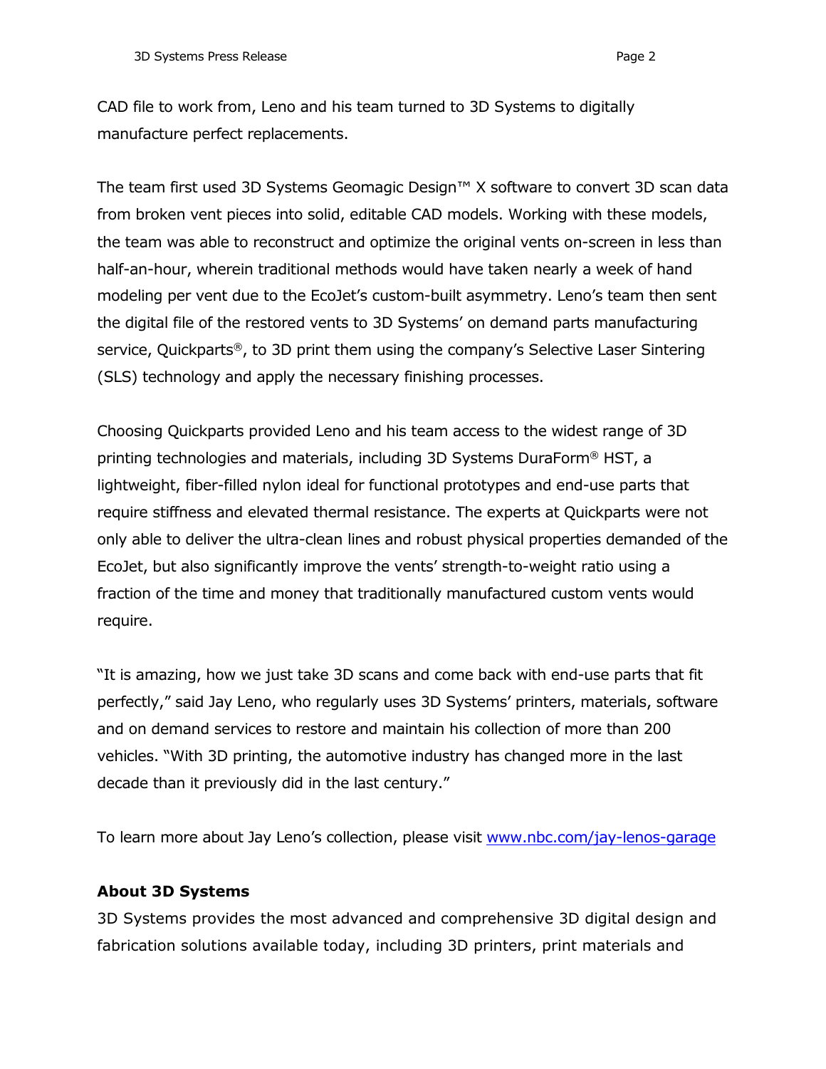CAD file to work from, Leno and his team turned to 3D Systems to digitally manufacture perfect replacements.

The team first used 3D Systems Geomagic Design™ X software to convert 3D scan data from broken vent pieces into solid, editable CAD models. Working with these models, the team was able to reconstruct and optimize the original vents on-screen in less than half-an-hour, wherein traditional methods would have taken nearly a week of hand modeling per vent due to the EcoJet's custom-built asymmetry. Leno's team then sent the digital file of the restored vents to 3D Systems' on demand parts manufacturing service, Quickparts®, to 3D print them using the company's Selective Laser Sintering (SLS) technology and apply the necessary finishing processes.

Choosing Quickparts provided Leno and his team access to the widest range of 3D printing technologies and materials, including 3D Systems DuraForm® HST, a lightweight, fiber-filled nylon ideal for functional prototypes and end-use parts that require stiffness and elevated thermal resistance. The experts at Quickparts were not only able to deliver the ultra-clean lines and robust physical properties demanded of the EcoJet, but also significantly improve the vents' strength-to-weight ratio using a fraction of the time and money that traditionally manufactured custom vents would require.

"It is amazing, how we just take 3D scans and come back with end-use parts that fit perfectly," said Jay Leno, who regularly uses 3D Systems' printers, materials, software and on demand services to restore and maintain his collection of more than 200 vehicles. "With 3D printing, the automotive industry has changed more in the last decade than it previously did in the last century."

To learn more about Jay Leno's collection, please visit [www.nbc.com/jay-lenos-garage](www.nbc.com/jay-lenos-garage)

**About 3D Systems**

3D Systems provides the most advanced and comprehensive 3D digital design and fabrication solutions available today, including 3D printers, print materials and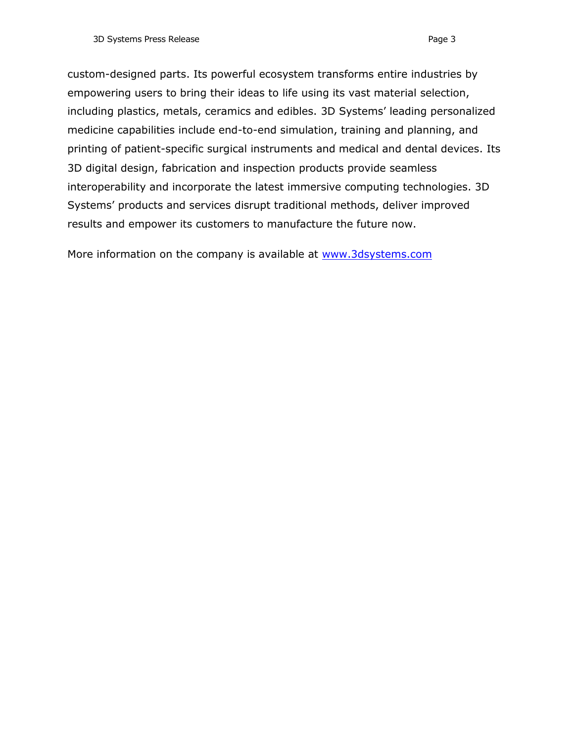custom-designed parts. Its powerful ecosystem transforms entire industries by empowering users to bring their ideas to life using its vast material selection, including plastics, metals, ceramics and edibles. 3D Systems' leading personalized medicine capabilities include end-to-end simulation, training and planning, and printing of patient-specific surgical instruments and medical and dental devices. Its 3D digital design, fabrication and inspection products provide seamless interoperability and incorporate the latest immersive computing technologies. 3D Systems' products and services disrupt traditional methods, deliver improved results and empower its customers to manufacture the future now.

More information on the company is available at [www.3dsystems.com](http://www.3dsystems.com)